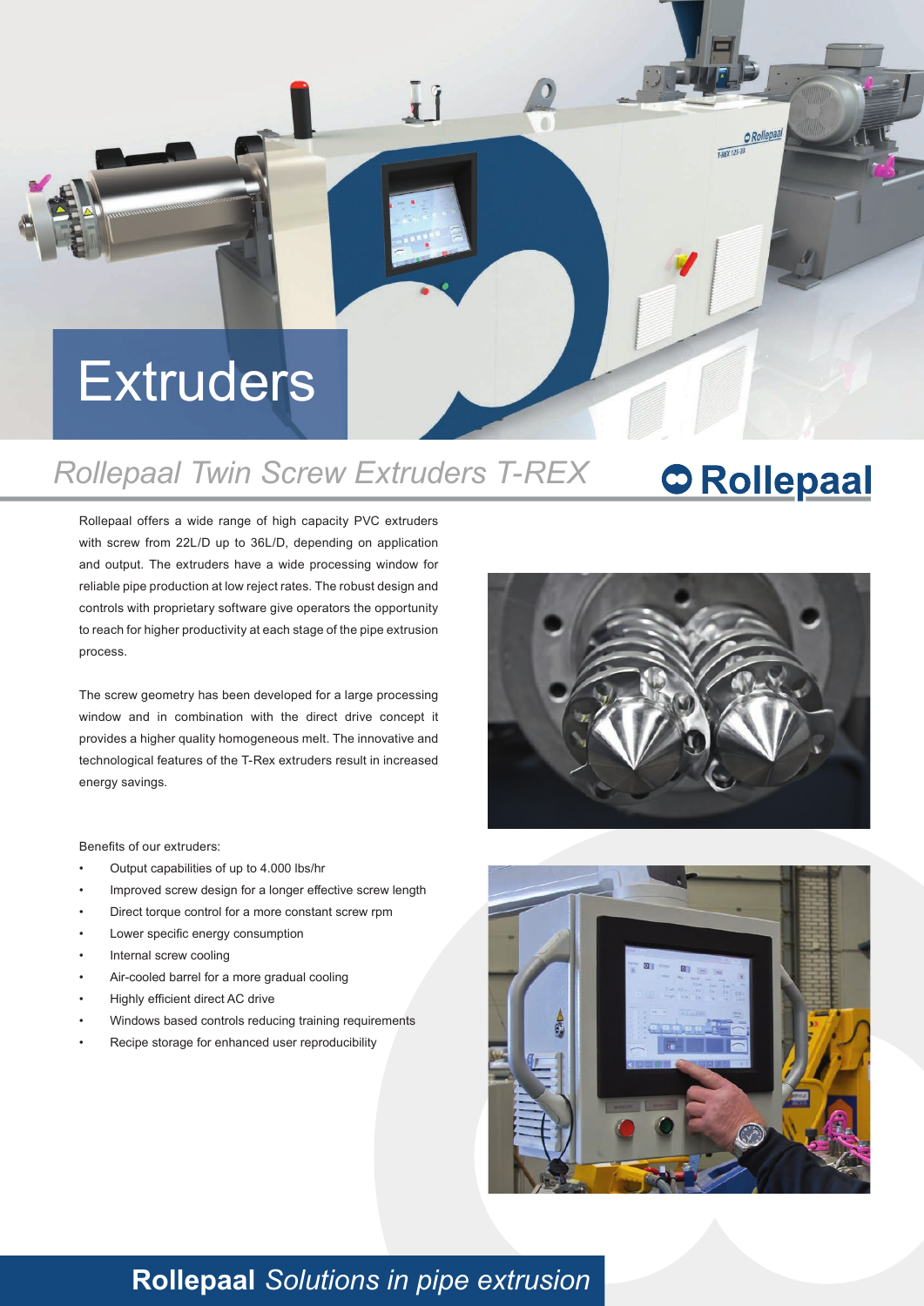# Extruders

## Rollepaal Twin Screw Extruders T-REX

Rollepaal

Rollepaal offers a wide range of high capacity PVC extruders with screw from 22L/D up to 36L/D, depending on application and output. The extruders have a wide processing window for reliable pipe production at low reject rates. The robust design and controls with proprietary software give operators the opportunity to reach for higher productivity at each stage of the pipe extrusion process.

The screw geometry has been developed for a large processing window and in combination with the direct drive concept it provides a higher quality homogeneous melt. The innovative and technological features of the T-Rex extruders result in increased energy savings.

Benefits of our extruders:

- Output capabilities of up to 4.000 lbs/hr
- Improved screw design for a longer effective screw length
- Direct torque control for a more constant screw rpm
- Lower specific energy consumption
- Internal screw cooling
- Air-cooled barrel for a more gradual cooling
- Highly efficient direct AC drive
- Windows based controls reducing training requirements
- Recipe storage for enhanced user reproducibility

**Rollepaal** *Solutions in pipe extrusion*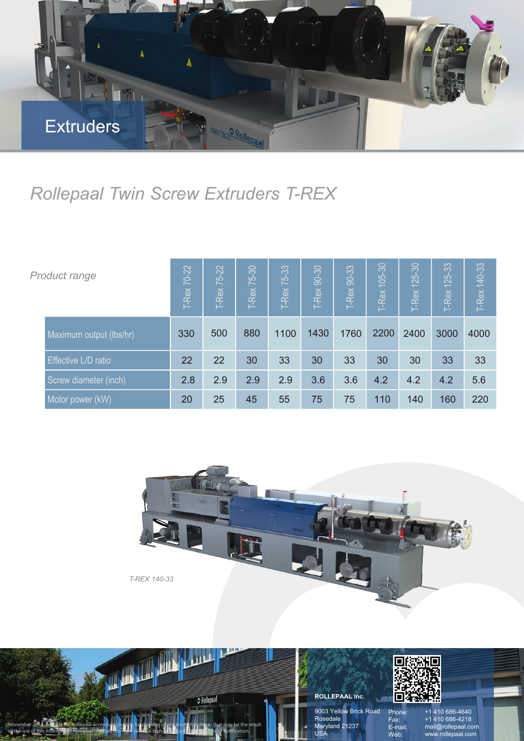# Extruders

## *Rollepaal Twin Screw Extruders T-REX*

| *Product range* | T-Rex 70-22 | T-Rex 75-22 | T-Rex 75-30 | T-Rex 75-33 | T-Rex 90-30 | T-Rex 90-33 | T-Rex 105-30 | T-Rex 125-30 | T-Rex 125-33 | T-Rex 140-33 |
|---|---|---|---|---|---|---|---|---|---|---|
| Maximum output (lbs/hr) | 330 | 500 | 880 | 1100 | 1430 | 1760 | 2200 | 2400 | 3000 | 4000 |
| Effective L/D ratio | 22 | 22 | 30 | 33 | 30 | 33 | 30 | 30 | 33 | 33 |
| Screw diameter (inch) | 2.8 | 2.9 | 2.9 | 2.9 | 3.6 | 3.6 | 4.2 | 4.2 | 4.2 | 5.6 |
| Motor power (kW) | 20 | 25 | 45 | 55 | 75 | 75 | 110 | 140 | 160 | 220 |

*T-REX 140-33*

November 2018, version 1.0. Rollepaal accepts no liability for damage of any kind whatsoever that may be the result of the use of this information. Rollepaal reserves the right to make technical changes without prior notification.

**ROLLEPAAL Inc.**

9003 Yellow Brick Road
Rosedale
Maryland 21237
USA

Phone: +1 410 686-4640
Fax: +1 410 686-4218
E-mail: mail@rollepaal.com
Web: www.rollepaal.com